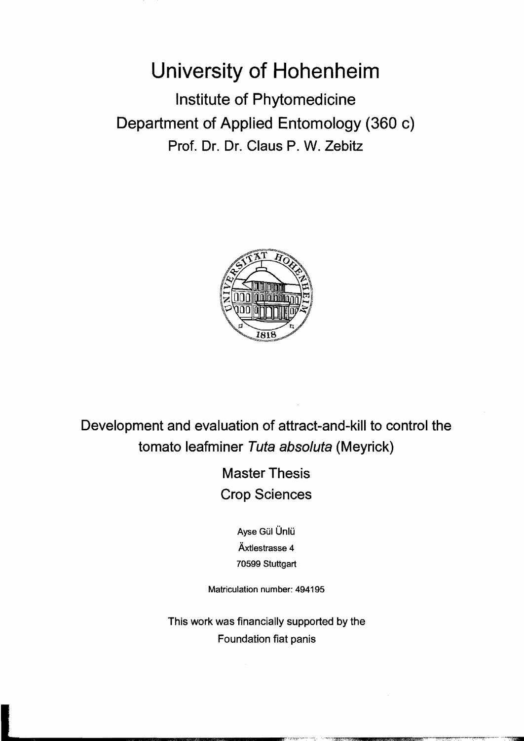# University of Hohenheim

## Institute of Phytomedicine

## Department of Applied Entomology (360 c)

Prof. Dr. Dr. Claus P. W. Zebitz

# Development and evaluation of attract-and-kill to control the tomato leafminer *Tuta absoluta* (Meyrick)

## Master Thesis

## Crop Sciences

Ayse Gül Ünlü

Äxtlestrasse 4

70599 Stuttgart

Matriculation number: 494195

This work was financially supported by the Foundation fiat panis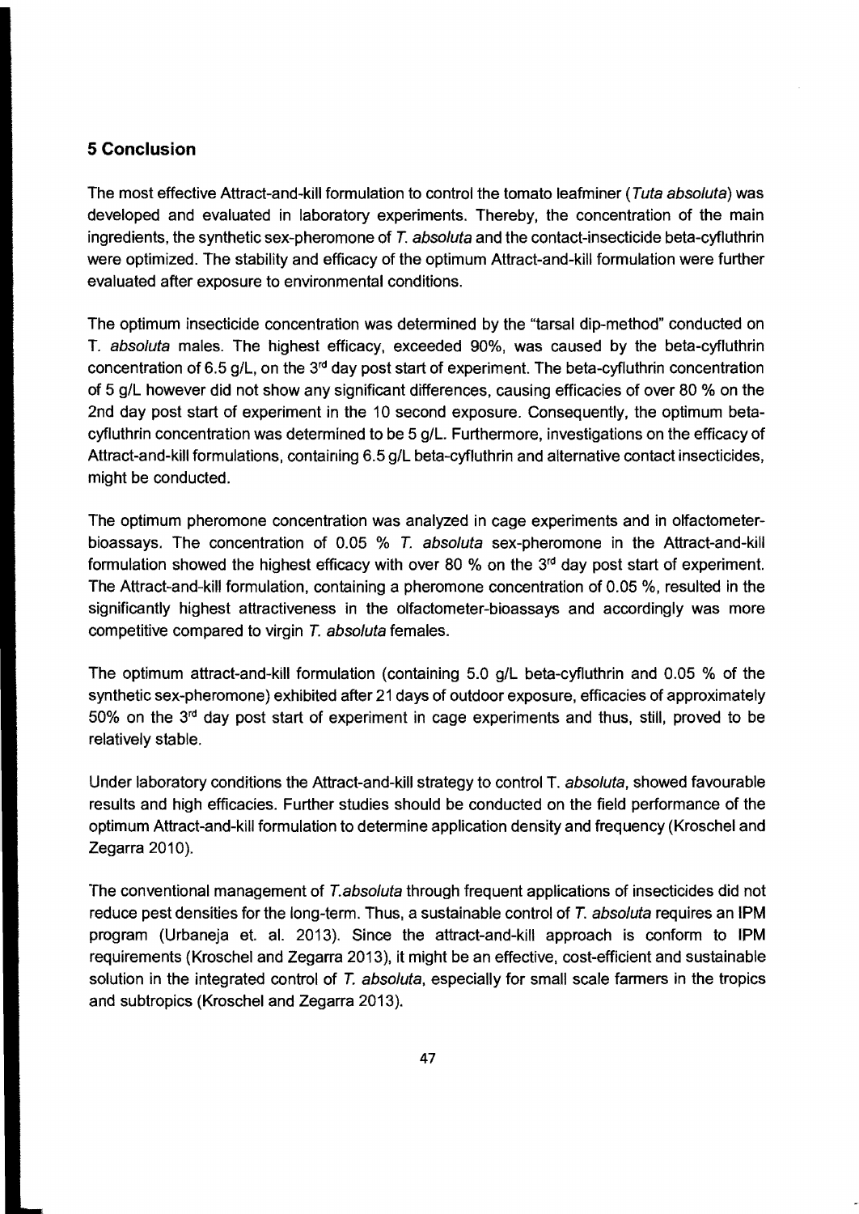## 5 Conclusion

The most effective Attract-and-kill formulation to control the tomato leafminer (*Tuta absoluta*) was developed and evaluated in laboratory experiments. Thereby, the concentration of the main ingredients, the synthetic sex-pheromone of *T. absoluta* and the contact-insecticide beta-cyfluthrin were optimized. The stability and efficacy of the optimum Attract-and-kill formulation were further evaluated after exposure to environmental conditions.

The optimum insecticide concentration was determined by the "tarsal dip-method" conducted on T. *absoluta* males. The highest efficacy, exceeded 90%, was caused by the beta-cyfluthrin concentration of 6.5 g/L, on the 3rd day post start of experiment. The beta-cyfluthrin concentration of 5 g/L however did not show any significant differences, causing efficacies of over 80 % on the 2nd day post start of experiment in the 10 second exposure. Consequently, the optimum beta-cyfluthrin concentration was determined to be 5 g/L. Furthermore, investigations on the efficacy of Attract-and-kill formulations, containing 6.5 g/L beta-cyfluthrin and alternative contact insecticides, might be conducted.

The optimum pheromone concentration was analyzed in cage experiments and in olfactometer-bioassays. The concentration of 0.05 % *T. absoluta* sex-pheromone in the Attract-and-kill formulation showed the highest efficacy with over 80 % on the 3rd day post start of experiment. The Attract-and-kill formulation, containing a pheromone concentration of 0.05 %, resulted in the significantly highest attractiveness in the olfactometer-bioassays and accordingly was more competitive compared to virgin *T. absoluta* females.

The optimum attract-and-kill formulation (containing 5.0 g/L beta-cyfluthrin and 0.05 % of the synthetic sex-pheromone) exhibited after 21 days of outdoor exposure, efficacies of approximately 50% on the 3rd day post start of experiment in cage experiments and thus, still, proved to be relatively stable.

Under laboratory conditions the Attract-and-kill strategy to control T. *absoluta*, showed favourable results and high efficacies. Further studies should be conducted on the field performance of the optimum Attract-and-kill formulation to determine application density and frequency (Kroschel and Zegarra 2010).

The conventional management of *T.absoluta* through frequent applications of insecticides did not reduce pest densities for the long-term. Thus, a sustainable control of *T. absoluta* requires an IPM program (Urbaneja et. al. 2013). Since the attract-and-kill approach is conform to IPM requirements (Kroschel and Zegarra 2013), it might be an effective, cost-efficient and sustainable solution in the integrated control of *T. absoluta*, especially for small scale farmers in the tropics and subtropics (Kroschel and Zegarra 2013).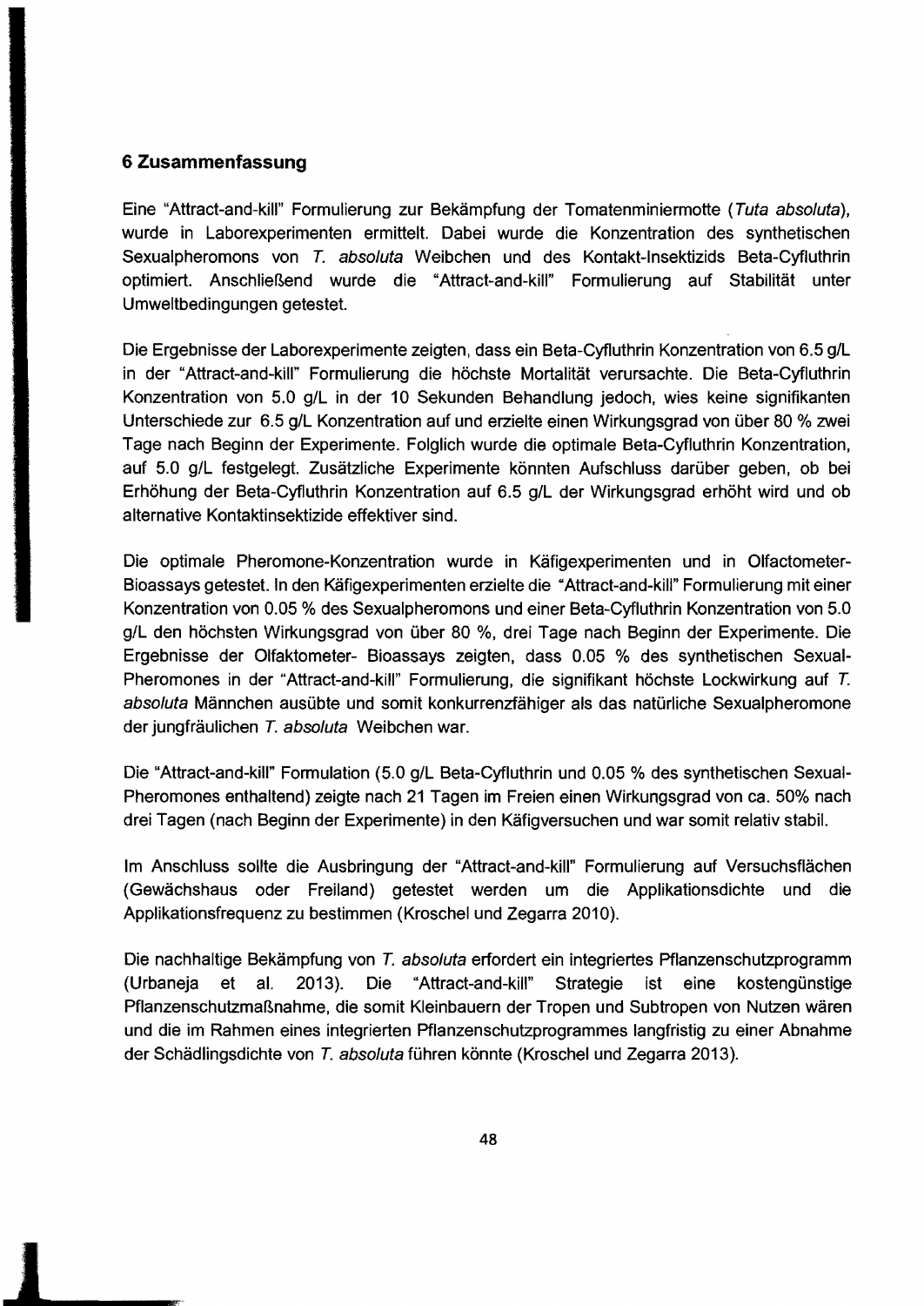## 6 Zusammenfassung

Eine "Attract-and-kill" Formulierung zur Bekämpfung der Tomatenminiermotte (*Tuta absoluta*), wurde in Laborexperimenten ermittelt. Dabei wurde die Konzentration des synthetischen Sexualpheromons von *T. absoluta* Weibchen und des Kontakt-Insektizids Beta-Cyfluthrin optimiert. Anschließend wurde die "Attract-and-kill" Formulierung auf Stabilität unter Umweltbedingungen getestet.

Die Ergebnisse der Laborexperimente zeigten, dass ein Beta-Cyfluthrin Konzentration von 6.5 g/L in der "Attract-and-kill" Formulierung die höchste Mortalität verursachte. Die Beta-Cyfluthrin Konzentration von 5.0 g/L in der 10 Sekunden Behandlung jedoch, wies keine signifikanten Unterschiede zur 6.5 g/L Konzentration auf und erzielte einen Wirkungsgrad von über 80 % zwei Tage nach Beginn der Experimente. Folglich wurde die optimale Beta-Cyfluthrin Konzentration, auf 5.0 g/L festgelegt. Zusätzliche Experimente könnten Aufschluss darüber geben, ob bei Erhöhung der Beta-Cyfluthrin Konzentration auf 6.5 g/L der Wirkungsgrad erhöht wird und ob alternative Kontaktinsektizide effektiver sind.

Die optimale Pheromone-Konzentration wurde in Käfigexperimenten und in Olfactometer-Bioassays getestet. In den Käfigexperimenten erzielte die "Attract-and-kill" Formulierung mit einer Konzentration von 0.05 % des Sexualpheromons und einer Beta-Cyfluthrin Konzentration von 5.0 g/L den höchsten Wirkungsgrad von über 80 %, drei Tage nach Beginn der Experimente. Die Ergebnisse der Olfaktometer- Bioassays zeigten, dass 0.05 % des synthetischen Sexual-Pheromones in der "Attract-and-kill" Formulierung, die signifikant höchste Lockwirkung auf *T. absoluta* Männchen ausübte und somit konkurrenzfähiger als das natürliche Sexualpheromone der jungfräulichen *T. absoluta* Weibchen war.

Die "Attract-and-kill" Formulation (5.0 g/L Beta-Cyfluthrin und 0.05 % des synthetischen Sexual-Pheromones enthaltend) zeigte nach 21 Tagen im Freien einen Wirkungsgrad von ca. 50% nach drei Tagen (nach Beginn der Experimente) in den Käfigversuchen und war somit relativ stabil.

Im Anschluss sollte die Ausbringung der "Attract-and-kill" Formulierung auf Versuchsflächen (Gewächshaus oder Freiland) getestet werden um die Applikationsdichte und die Applikationsfrequenz zu bestimmen (Kroschel und Zegarra 2010).

Die nachhaltige Bekämpfung von *T. absoluta* erfordert ein integriertes Pflanzenschutzprogramm (Urbaneja et al. 2013). Die "Attract-and-kill" Strategie ist eine kostengünstige Pflanzenschutzmaßnahme, die somit Kleinbauern der Tropen und Subtropen von Nutzen wären und die im Rahmen eines integrierten Pflanzenschutzprogrammes langfristig zu einer Abnahme der Schädlingsdichte von *T. absoluta* führen könnte (Kroschel und Zegarra 2013).